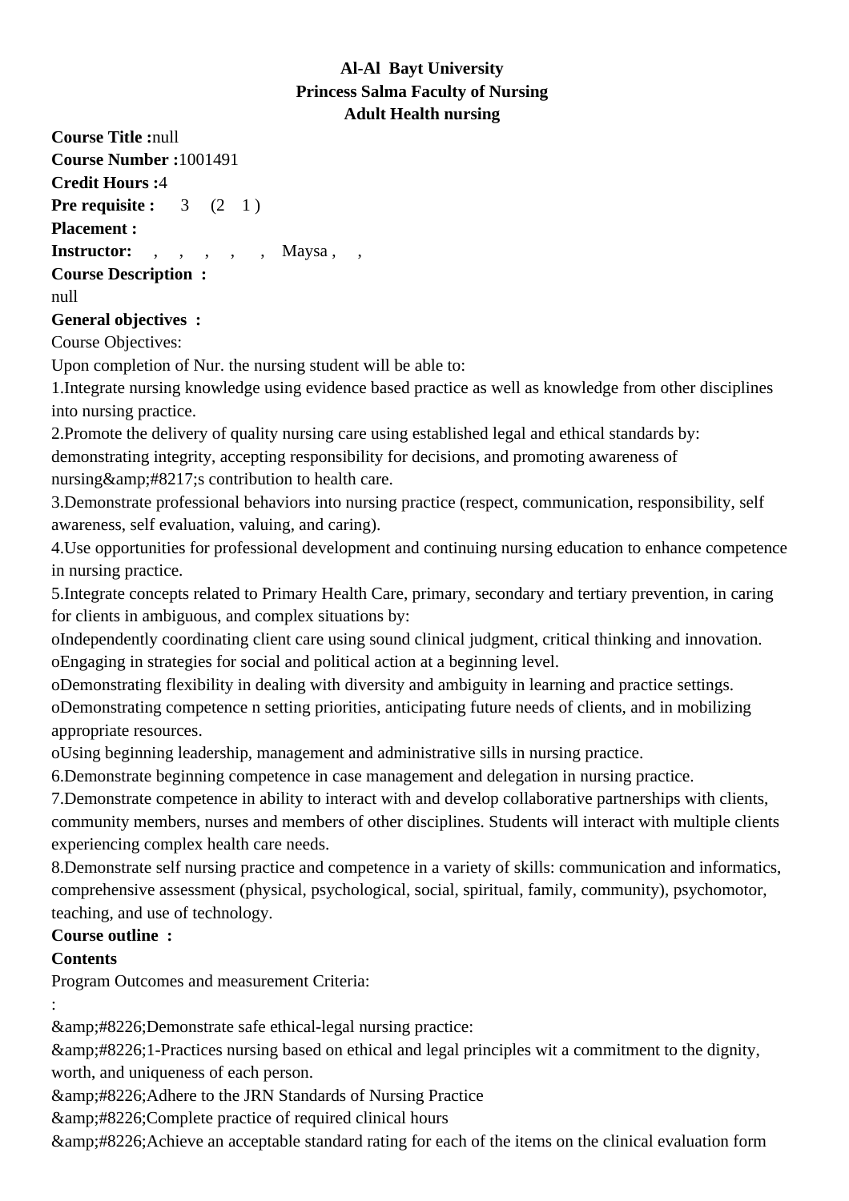**Al-Al Bayt University**
**Princess Salma Faculty of Nursing**
**Adult Health nursing**

**Course Title :**null
**Course Number :**1001491
**Credit Hours :**4
**Pre requisite :** 3 (2 1 )
**Placement :**
**Instructor:** , , , , , Maysa , ,
**Course Description :**
null
**General objectives :**
Course Objectives:
Upon completion of Nur. the nursing student will be able to:
1.Integrate nursing knowledge using evidence based practice as well as knowledge from other disciplines into nursing practice.
2.Promote the delivery of quality nursing care using established legal and ethical standards by: demonstrating integrity, accepting responsibility for decisions, and promoting awareness of nursing&amp;#8217;s contribution to health care.
3.Demonstrate professional behaviors into nursing practice (respect, communication, responsibility, self awareness, self evaluation, valuing, and caring).
4.Use opportunities for professional development and continuing nursing education to enhance competence in nursing practice.
5.Integrate concepts related to Primary Health Care, primary, secondary and tertiary prevention, in caring for clients in ambiguous, and complex situations by:
oIndependently coordinating client care using sound clinical judgment, critical thinking and innovation.
oEngaging in strategies for social and political action at a beginning level.
oDemonstrating flexibility in dealing with diversity and ambiguity in learning and practice settings.
oDemonstrating competence n setting priorities, anticipating future needs of clients, and in mobilizing appropriate resources.
oUsing beginning leadership, management and administrative sills in nursing practice.
6.Demonstrate beginning competence in case management and delegation in nursing practice.
7.Demonstrate competence in ability to interact with and develop collaborative partnerships with clients, community members, nurses and members of other disciplines. Students will interact with multiple clients experiencing complex health care needs.
8.Demonstrate self nursing practice and competence in a variety of skills: communication and informatics, comprehensive assessment (physical, psychological, social, spiritual, family, community), psychomotor, teaching, and use of technology.
**Course outline :**
**Contents**
Program Outcomes and measurement Criteria:
:
&amp;#8226;Demonstrate safe ethical-legal nursing practice:
&amp;#8226;1-Practices nursing based on ethical and legal principles wit a commitment to the dignity, worth, and uniqueness of each person.
&amp;#8226;Adhere to the JRN Standards of Nursing Practice
&amp;#8226;Complete practice of required clinical hours
&amp;#8226;Achieve an acceptable standard rating for each of the items on the clinical evaluation form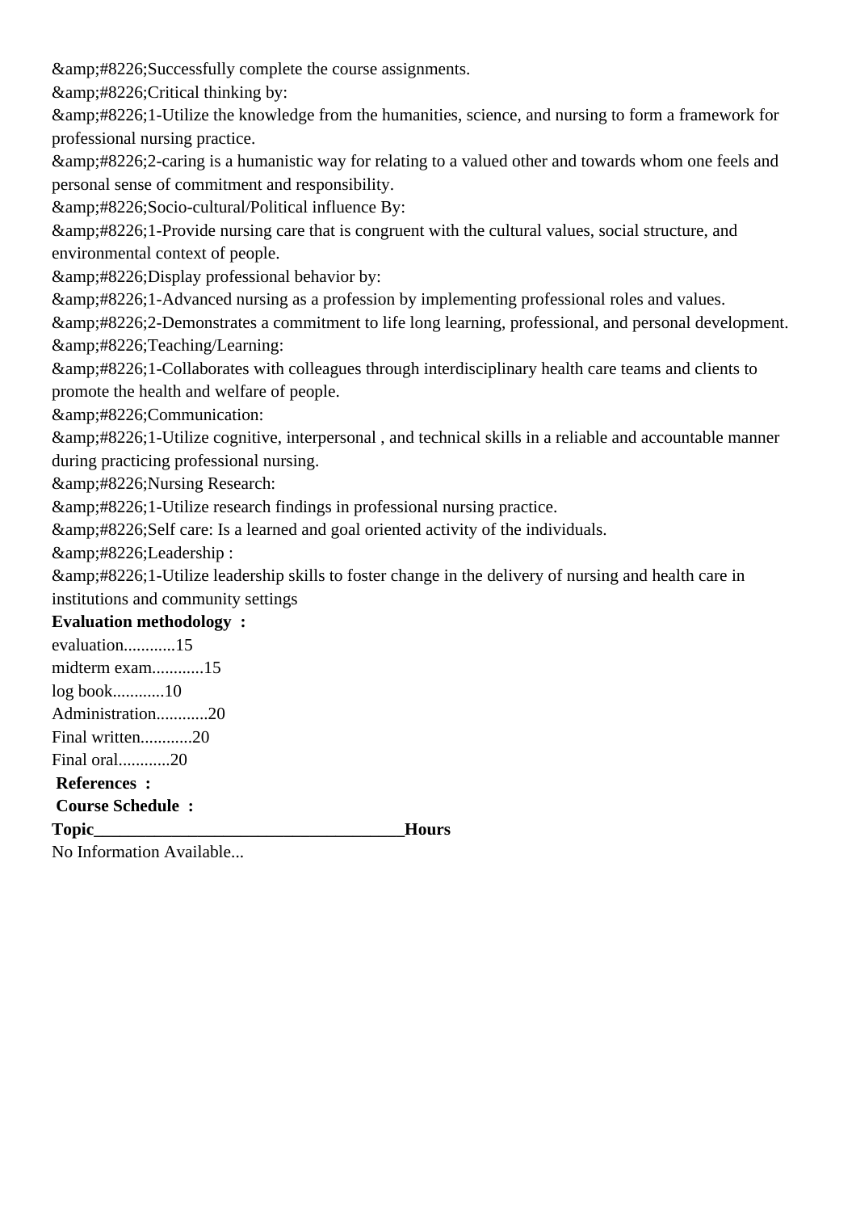&amp;#8226;Successfully complete the course assignments.

&amp;#8226;Critical thinking by:

&amp;#8226;1-Utilize the knowledge from the humanities, science, and nursing to form a framework for professional nursing practice.

&amp;#8226;2-caring is a humanistic way for relating to a valued other and towards whom one feels and personal sense of commitment and responsibility.

&amp;#8226;Socio-cultural/Political influence By:

&amp;#8226;1-Provide nursing care that is congruent with the cultural values, social structure, and environmental context of people.

&amp;#8226;Display professional behavior by:

&amp;#8226;1-Advanced nursing as a profession by implementing professional roles and values.

&amp;#8226;2-Demonstrates a commitment to life long learning, professional, and personal development.

&amp;#8226;Teaching/Learning:

&amp;#8226;1-Collaborates with colleagues through interdisciplinary health care teams and clients to promote the health and welfare of people.

&amp;#8226;Communication:

&amp;#8226;1-Utilize cognitive, interpersonal , and technical skills in a reliable and accountable manner during practicing professional nursing.

&amp;#8226;Nursing Research:

&amp;#8226;1-Utilize research findings in professional nursing practice.

&amp;#8226;Self care: Is a learned and goal oriented activity of the individuals.

&amp;#8226;Leadership :

&amp;#8226;1-Utilize leadership skills to foster change in the delivery of nursing and health care in institutions and community settings

**Evaluation methodology :**

evaluation............15

midterm exam............15

log book............10

Administration............20

Final written............20

Final oral............20

**References :**

**Course Schedule :**

**Topic___________________________________Hours**

No Information Available...